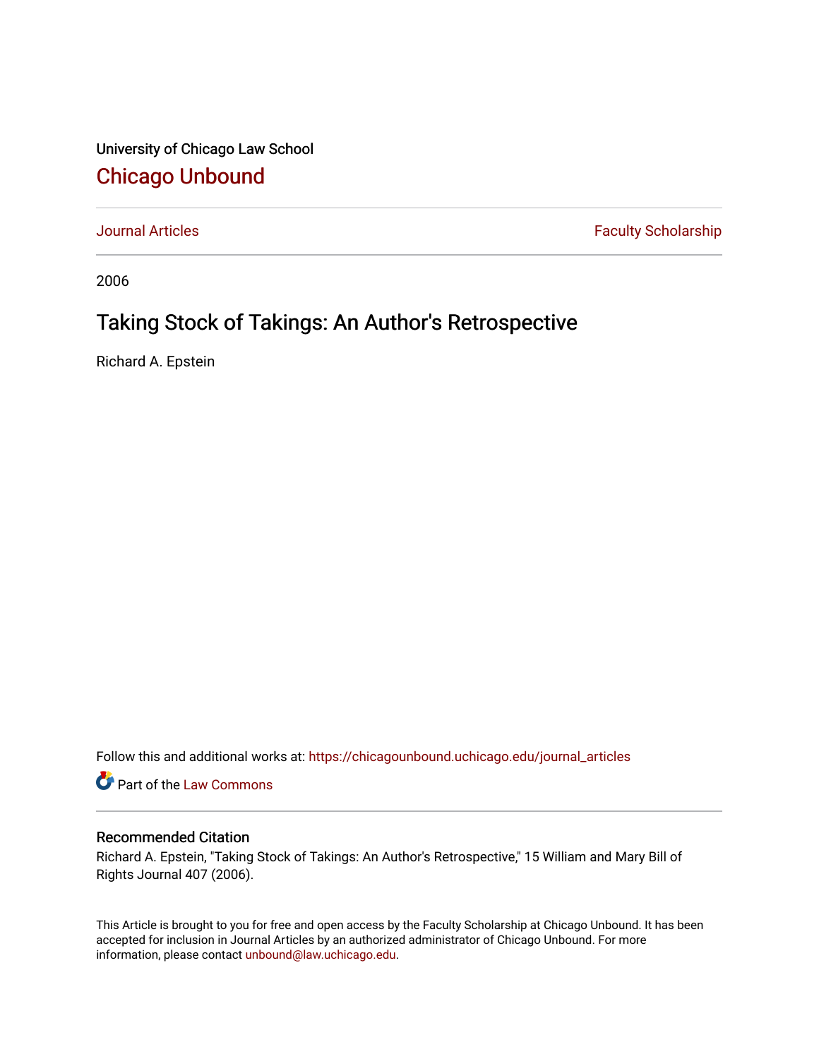University of Chicago Law School

## Chicago Unbound

Journal Articles | Faculty Scholarship

2006

# Taking Stock of Takings: An Author's Retrospective

Richard A. Epstein

Follow this and additional works at: https://chicagounbound.uchicago.edu/journal_articles

Part of the Law Commons

### Recommended Citation

Richard A. Epstein, "Taking Stock of Takings: An Author's Retrospective," 15 William and Mary Bill of Rights Journal 407 (2006).

This Article is brought to you for free and open access by the Faculty Scholarship at Chicago Unbound. It has been accepted for inclusion in Journal Articles by an authorized administrator of Chicago Unbound. For more information, please contact unbound@law.uchicago.edu.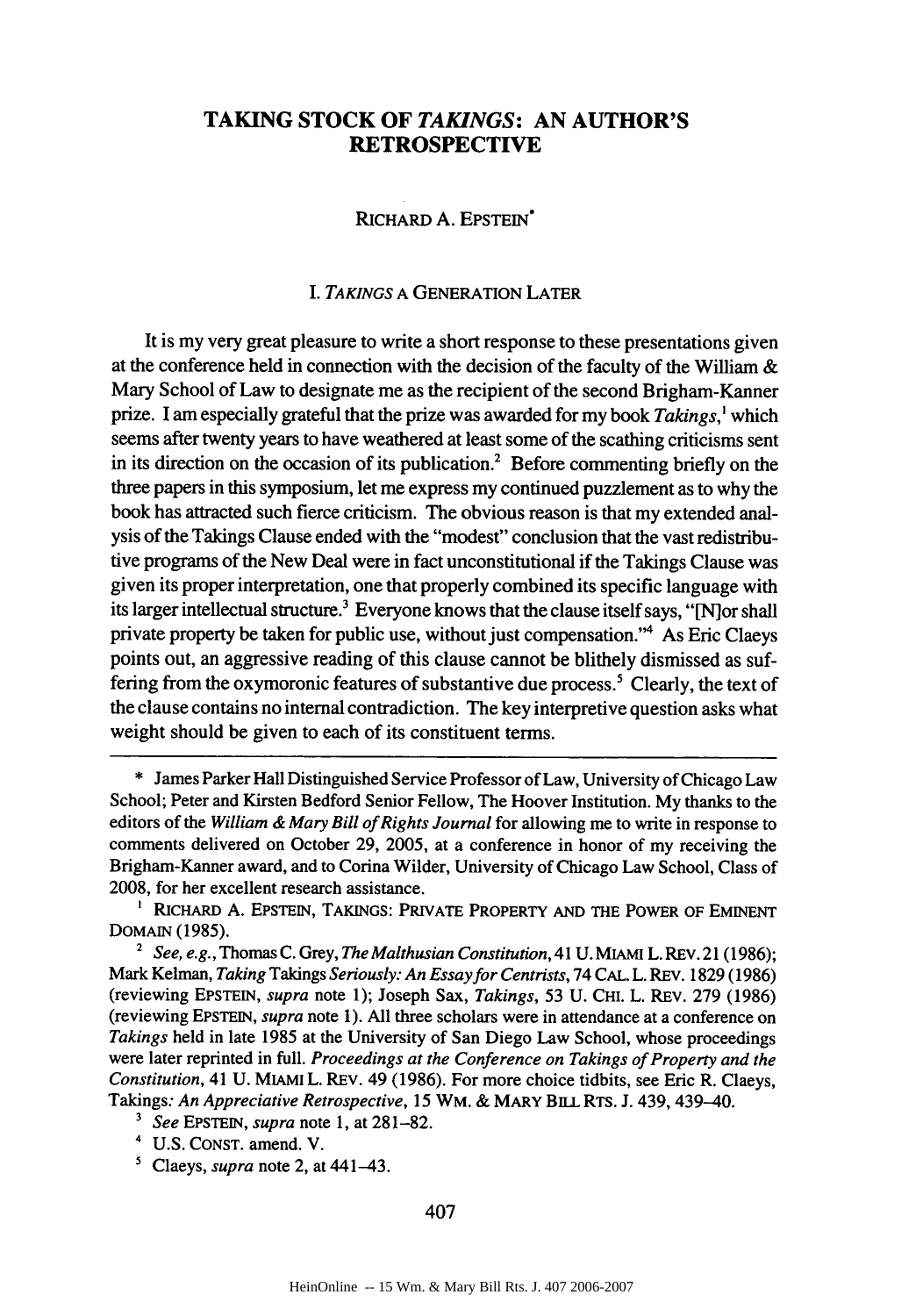# TAKING STOCK OF *TAKINGS*: AN AUTHOR'S RETROSPECTIVE

RICHARD A. EPSTEIN*

## I. *TAKINGS* A GENERATION LATER

It is my very great pleasure to write a short response to these presentations given at the conference held in connection with the decision of the faculty of the William & Mary School of Law to designate me as the recipient of the second Brigham-Kanner prize. I am especially grateful that the prize was awarded for my book *Takings*,[1] which seems after twenty years to have weathered at least some of the scathing criticisms sent in its direction on the occasion of its publication.[2] Before commenting briefly on the three papers in this symposium, let me express my continued puzzlement as to why the book has attracted such fierce criticism. The obvious reason is that my extended analysis of the Takings Clause ended with the "modest" conclusion that the vast redistributive programs of the New Deal were in fact unconstitutional if the Takings Clause was given its proper interpretation, one that properly combined its specific language with its larger intellectual structure.[3] Everyone knows that the clause itself says, "[N]or shall private property be taken for public use, without just compensation."[4] As Eric Claeys points out, an aggressive reading of this clause cannot be blithely dismissed as suffering from the oxymoronic features of substantive due process.[5] Clearly, the text of the clause contains no internal contradiction. The key interpretive question asks what weight should be given to each of its constituent terms.

---

\* James Parker Hall Distinguished Service Professor of Law, University of Chicago Law School; Peter and Kirsten Bedford Senior Fellow, The Hoover Institution. My thanks to the editors of the *William & Mary Bill of Rights Journal* for allowing me to write in response to comments delivered on October 29, 2005, at a conference in honor of my receiving the Brigham-Kanner award, and to Corina Wilder, University of Chicago Law School, Class of 2008, for her excellent research assistance.

[1] RICHARD A. EPSTEIN, TAKINGS: PRIVATE PROPERTY AND THE POWER OF EMINENT DOMAIN (1985).

[2] *See, e.g.*, Thomas C. Grey, *The Malthusian Constitution*, 41 U. MIAMI L. REV. 21 (1986); Mark Kelman, *Taking* Takings *Seriously: An Essay for Centrists*, 74 CAL. L. REV. 1829 (1986) (reviewing EPSTEIN, *supra* note 1); Joseph Sax, *Takings*, 53 U. CHI. L. REV. 279 (1986) (reviewing EPSTEIN, *supra* note 1). All three scholars were in attendance at a conference on *Takings* held in late 1985 at the University of San Diego Law School, whose proceedings were later reprinted in full. *Proceedings at the Conference on Takings of Property and the Constitution*, 41 U. MIAMI L. REV. 49 (1986). For more choice tidbits, see Eric R. Claeys, Takings*: An Appreciative Retrospective*, 15 WM. & MARY BILL RTS. J. 439, 439–40.

[3] *See* EPSTEIN, *supra* note 1, at 281–82.

[4] U.S. CONST. amend. V.

[5] Claeys, *supra* note 2, at 441–43.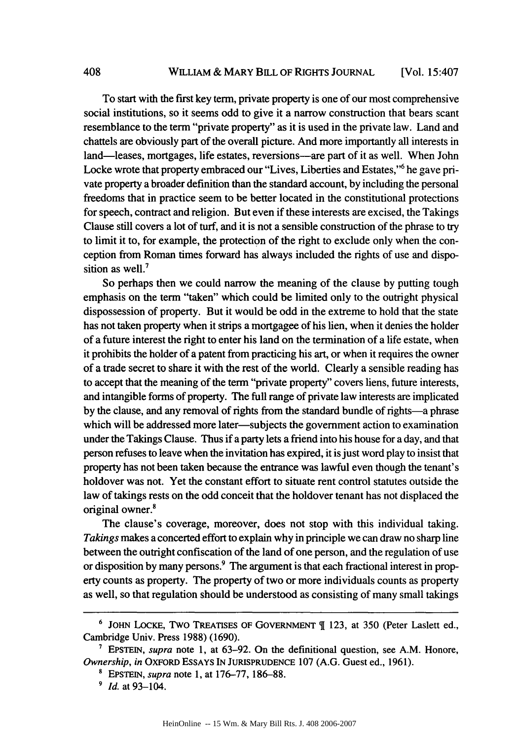To start with the first key term, private property is one of our most comprehensive social institutions, so it seems odd to give it a narrow construction that bears scant resemblance to the term "private property" as it is used in the private law. Land and chattels are obviously part of the overall picture. And more importantly all interests in land—leases, mortgages, life estates, reversions—are part of it as well. When John Locke wrote that property embraced our "Lives, Liberties and Estates,"[6] he gave private property a broader definition than the standard account, by including the personal freedoms that in practice seem to be better located in the constitutional protections for speech, contract and religion. But even if these interests are excised, the Takings Clause still covers a lot of turf, and it is not a sensible construction of the phrase to try to limit it to, for example, the protection of the right to exclude only when the conception from Roman times forward has always included the rights of use and disposition as well.[7]

So perhaps then we could narrow the meaning of the clause by putting tough emphasis on the term "taken" which could be limited only to the outright physical dispossession of property. But it would be odd in the extreme to hold that the state has not taken property when it strips a mortgagee of his lien, when it denies the holder of a future interest the right to enter his land on the termination of a life estate, when it prohibits the holder of a patent from practicing his art, or when it requires the owner of a trade secret to share it with the rest of the world. Clearly a sensible reading has to accept that the meaning of the term "private property" covers liens, future interests, and intangible forms of property. The full range of private law interests are implicated by the clause, and any removal of rights from the standard bundle of rights—a phrase which will be addressed more later—subjects the government action to examination under the Takings Clause. Thus if a party lets a friend into his house for a day, and that person refuses to leave when the invitation has expired, it is just word play to insist that property has not been taken because the entrance was lawful even though the tenant's holdover was not. Yet the constant effort to situate rent control statutes outside the law of takings rests on the odd conceit that the holdover tenant has not displaced the original owner.[8]

The clause's coverage, moreover, does not stop with this individual taking. *Takings* makes a concerted effort to explain why in principle we can draw no sharp line between the outright confiscation of the land of one person, and the regulation of use or disposition by many persons.[9] The argument is that each fractional interest in property counts as property. The property of two or more individuals counts as property as well, so that regulation should be understood as consisting of many small takings

---

[6] JOHN LOCKE, TWO TREATISES OF GOVERNMENT ¶ 123, at 350 (Peter Laslett ed., Cambridge Univ. Press 1988) (1690).

[7] EPSTEIN, *supra* note 1, at 63–92. On the definitional question, see A.M. Honore, *Ownership*, *in* OXFORD ESSAYS IN JURISPRUDENCE 107 (A.G. Guest ed., 1961).

[8] EPSTEIN, *supra* note 1, at 176–77, 186–88.

[9] *Id.* at 93–104.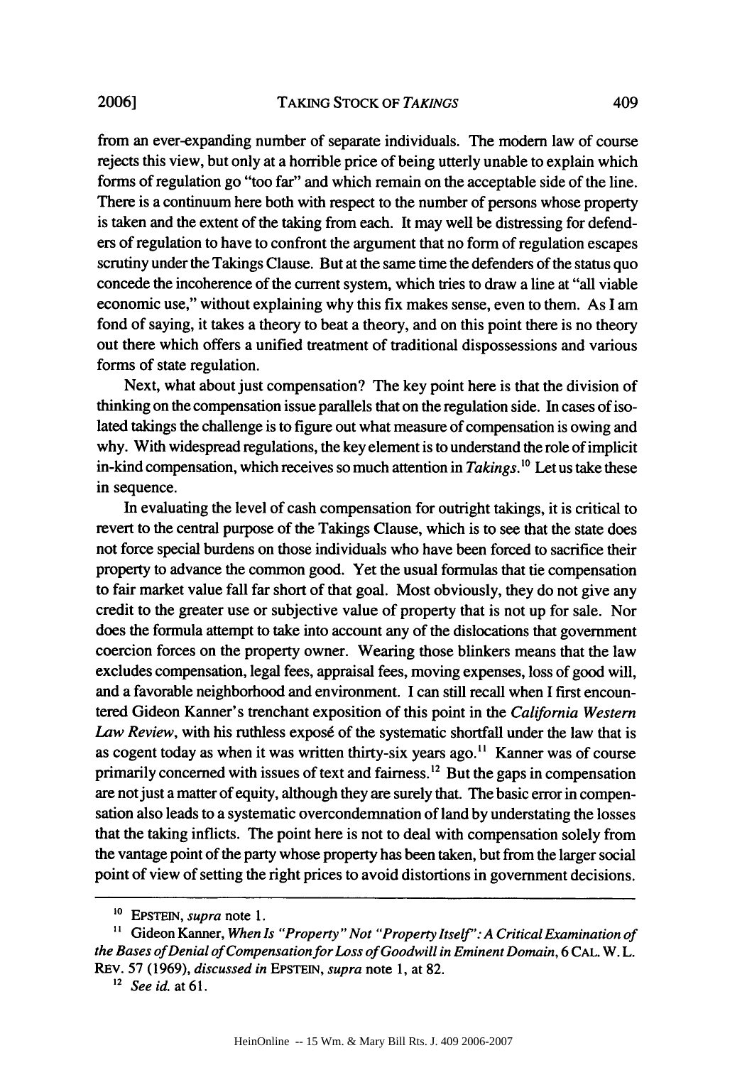from an ever-expanding number of separate individuals. The modern law of course rejects this view, but only at a horrible price of being utterly unable to explain which forms of regulation go "too far" and which remain on the acceptable side of the line. There is a continuum here both with respect to the number of persons whose property is taken and the extent of the taking from each. It may well be distressing for defenders of regulation to have to confront the argument that no form of regulation escapes scrutiny under the Takings Clause. But at the same time the defenders of the status quo concede the incoherence of the current system, which tries to draw a line at "all viable economic use," without explaining why this fix makes sense, even to them. As I am fond of saying, it takes a theory to beat a theory, and on this point there is no theory out there which offers a unified treatment of traditional dispossessions and various forms of state regulation.

Next, what about just compensation? The key point here is that the division of thinking on the compensation issue parallels that on the regulation side. In cases of isolated takings the challenge is to figure out what measure of compensation is owing and why. With widespread regulations, the key element is to understand the role of implicit in-kind compensation, which receives so much attention in *Takings*.[10] Let us take these in sequence.

In evaluating the level of cash compensation for outright takings, it is critical to revert to the central purpose of the Takings Clause, which is to see that the state does not force special burdens on those individuals who have been forced to sacrifice their property to advance the common good. Yet the usual formulas that tie compensation to fair market value fall far short of that goal. Most obviously, they do not give any credit to the greater use or subjective value of property that is not up for sale. Nor does the formula attempt to take into account any of the dislocations that government coercion forces on the property owner. Wearing those blinkers means that the law excludes compensation, legal fees, appraisal fees, moving expenses, loss of good will, and a favorable neighborhood and environment. I can still recall when I first encountered Gideon Kanner's trenchant exposition of this point in the *California Western Law Review*, with his ruthless exposé of the systematic shortfall under the law that is as cogent today as when it was written thirty-six years ago.[11] Kanner was of course primarily concerned with issues of text and fairness.[12] But the gaps in compensation are not just a matter of equity, although they are surely that. The basic error in compensation also leads to a systematic overcondemnation of land by understating the losses that the taking inflicts. The point here is not to deal with compensation solely from the vantage point of the party whose property has been taken, but from the larger social point of view of setting the right prices to avoid distortions in government decisions.

---

[10] EPSTEIN, *supra* note 1.

[11] Gideon Kanner, *When Is "Property" Not "Property Itself": A Critical Examination of the Bases of Denial of Compensation for Loss of Goodwill in Eminent Domain*, 6 CAL. W. L. REV. 57 (1969), *discussed in* EPSTEIN, *supra* note 1, at 82.

[12] *See id.* at 61.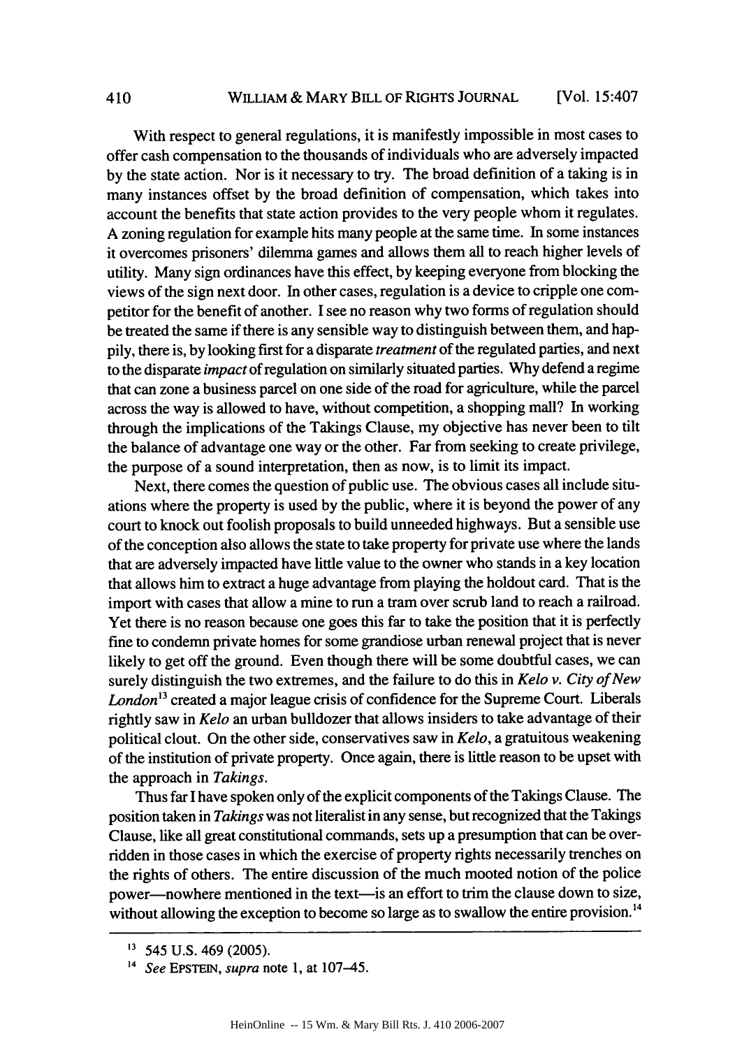With respect to general regulations, it is manifestly impossible in most cases to offer cash compensation to the thousands of individuals who are adversely impacted by the state action. Nor is it necessary to try. The broad definition of a taking is in many instances offset by the broad definition of compensation, which takes into account the benefits that state action provides to the very people whom it regulates. A zoning regulation for example hits many people at the same time. In some instances it overcomes prisoners' dilemma games and allows them all to reach higher levels of utility. Many sign ordinances have this effect, by keeping everyone from blocking the views of the sign next door. In other cases, regulation is a device to cripple one competitor for the benefit of another. I see no reason why two forms of regulation should be treated the same if there is any sensible way to distinguish between them, and happily, there is, by looking first for a disparate *treatment* of the regulated parties, and next to the disparate *impact* of regulation on similarly situated parties. Why defend a regime that can zone a business parcel on one side of the road for agriculture, while the parcel across the way is allowed to have, without competition, a shopping mall? In working through the implications of the Takings Clause, my objective has never been to tilt the balance of advantage one way or the other. Far from seeking to create privilege, the purpose of a sound interpretation, then as now, is to limit its impact.

Next, there comes the question of public use. The obvious cases all include situations where the property is used by the public, where it is beyond the power of any court to knock out foolish proposals to build unneeded highways. But a sensible use of the conception also allows the state to take property for private use where the lands that are adversely impacted have little value to the owner who stands in a key location that allows him to extract a huge advantage from playing the holdout card. That is the import with cases that allow a mine to run a tram over scrub land to reach a railroad. Yet there is no reason because one goes this far to take the position that it is perfectly fine to condemn private homes for some grandiose urban renewal project that is never likely to get off the ground. Even though there will be some doubtful cases, we can surely distinguish the two extremes, and the failure to do this in *Kelo v. City of New London*[13] created a major league crisis of confidence for the Supreme Court. Liberals rightly saw in *Kelo* an urban bulldozer that allows insiders to take advantage of their political clout. On the other side, conservatives saw in *Kelo*, a gratuitous weakening of the institution of private property. Once again, there is little reason to be upset with the approach in *Takings*.

Thus far I have spoken only of the explicit components of the Takings Clause. The position taken in *Takings* was not literalist in any sense, but recognized that the Takings Clause, like all great constitutional commands, sets up a presumption that can be overridden in those cases in which the exercise of property rights necessarily trenches on the rights of others. The entire discussion of the much mooted notion of the police power—nowhere mentioned in the text—is an effort to trim the clause down to size, without allowing the exception to become so large as to swallow the entire provision.[14]

---

[13] 545 U.S. 469 (2005).

[14] *See* EPSTEIN, *supra* note 1, at 107–45.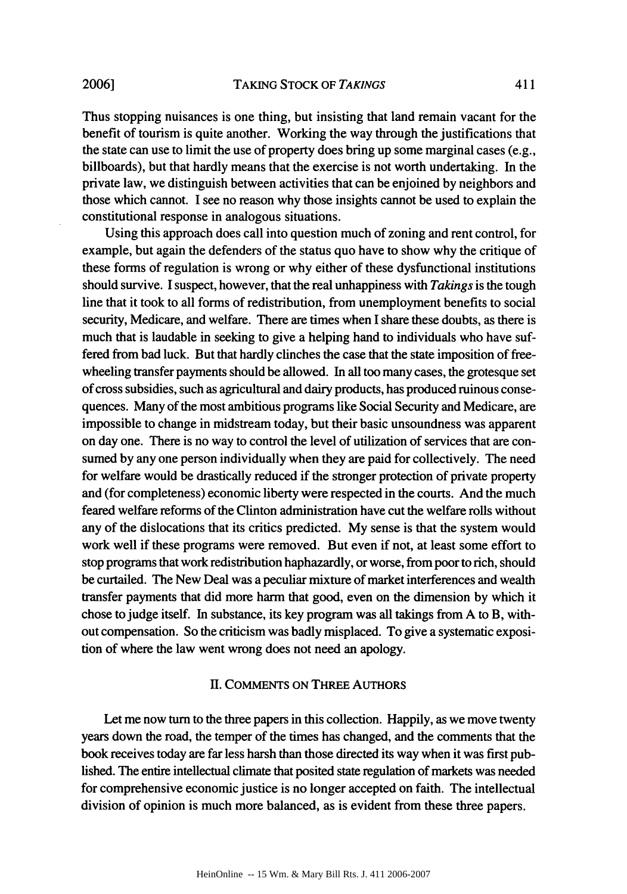Thus stopping nuisances is one thing, but insisting that land remain vacant for the benefit of tourism is quite another. Working the way through the justifications that the state can use to limit the use of property does bring up some marginal cases (e.g., billboards), but that hardly means that the exercise is not worth undertaking. In the private law, we distinguish between activities that can be enjoined by neighbors and those which cannot. I see no reason why those insights cannot be used to explain the constitutional response in analogous situations.

Using this approach does call into question much of zoning and rent control, for example, but again the defenders of the status quo have to show why the critique of these forms of regulation is wrong or why either of these dysfunctional institutions should survive. I suspect, however, that the real unhappiness with *Takings* is the tough line that it took to all forms of redistribution, from unemployment benefits to social security, Medicare, and welfare. There are times when I share these doubts, as there is much that is laudable in seeking to give a helping hand to individuals who have suffered from bad luck. But that hardly clinches the case that the state imposition of free-wheeling transfer payments should be allowed. In all too many cases, the grotesque set of cross subsidies, such as agricultural and dairy products, has produced ruinous consequences. Many of the most ambitious programs like Social Security and Medicare, are impossible to change in midstream today, but their basic unsoundness was apparent on day one. There is no way to control the level of utilization of services that are consumed by any one person individually when they are paid for collectively. The need for welfare would be drastically reduced if the stronger protection of private property and (for completeness) economic liberty were respected in the courts. And the much feared welfare reforms of the Clinton administration have cut the welfare rolls without any of the dislocations that its critics predicted. My sense is that the system would work well if these programs were removed. But even if not, at least some effort to stop programs that work redistribution haphazardly, or worse, from poor to rich, should be curtailed. The New Deal was a peculiar mixture of market interferences and wealth transfer payments that did more harm that good, even on the dimension by which it chose to judge itself. In substance, its key program was all takings from A to B, without compensation. So the criticism was badly misplaced. To give a systematic exposition of where the law went wrong does not need an apology.

## II. COMMENTS ON THREE AUTHORS

Let me now turn to the three papers in this collection. Happily, as we move twenty years down the road, the temper of the times has changed, and the comments that the book receives today are far less harsh than those directed its way when it was first published. The entire intellectual climate that posited state regulation of markets was needed for comprehensive economic justice is no longer accepted on faith. The intellectual division of opinion is much more balanced, as is evident from these three papers.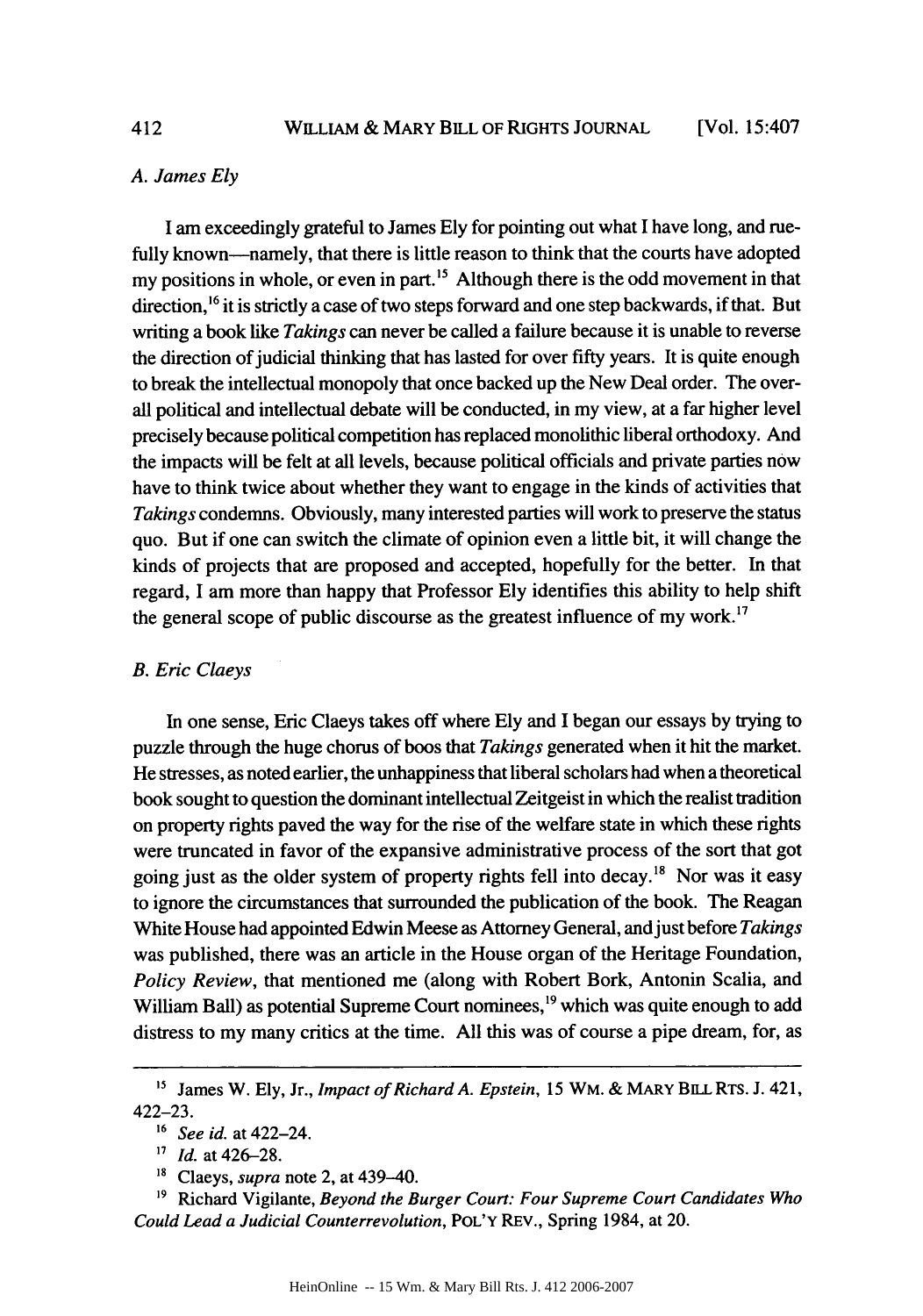### A. James Ely

I am exceedingly grateful to James Ely for pointing out what I have long, and ruefully known—namely, that there is little reason to think that the courts have adopted my positions in whole, or even in part.[15] Although there is the odd movement in that direction,[16] it is strictly a case of two steps forward and one step backwards, if that. But writing a book like *Takings* can never be called a failure because it is unable to reverse the direction of judicial thinking that has lasted for over fifty years. It is quite enough to break the intellectual monopoly that once backed up the New Deal order. The overall political and intellectual debate will be conducted, in my view, at a far higher level precisely because political competition has replaced monolithic liberal orthodoxy. And the impacts will be felt at all levels, because political officials and private parties now have to think twice about whether they want to engage in the kinds of activities that *Takings* condemns. Obviously, many interested parties will work to preserve the status quo. But if one can switch the climate of opinion even a little bit, it will change the kinds of projects that are proposed and accepted, hopefully for the better. In that regard, I am more than happy that Professor Ely identifies this ability to help shift the general scope of public discourse as the greatest influence of my work.[17]

### B. Eric Claeys

In one sense, Eric Claeys takes off where Ely and I began our essays by trying to puzzle through the huge chorus of boos that *Takings* generated when it hit the market. He stresses, as noted earlier, the unhappiness that liberal scholars had when a theoretical book sought to question the dominant intellectual Zeitgeist in which the realist tradition on property rights paved the way for the rise of the welfare state in which these rights were truncated in favor of the expansive administrative process of the sort that got going just as the older system of property rights fell into decay.[18] Nor was it easy to ignore the circumstances that surrounded the publication of the book. The Reagan White House had appointed Edwin Meese as Attorney General, and just before *Takings* was published, there was an article in the House organ of the Heritage Foundation, *Policy Review*, that mentioned me (along with Robert Bork, Antonin Scalia, and William Ball) as potential Supreme Court nominees,[19] which was quite enough to add distress to my many critics at the time. All this was of course a pipe dream, for, as

---

[15] James W. Ely, Jr., *Impact of Richard A. Epstein*, 15 WM. & MARY BILL RTS. J. 421, 422–23.

[16] *See id.* at 422–24.

[17] *Id.* at 426–28.

[18] Claeys, *supra* note 2, at 439–40.

[19] Richard Vigilante, *Beyond the Burger Court: Four Supreme Court Candidates Who Could Lead a Judicial Counterrevolution*, POL'Y REV., Spring 1984, at 20.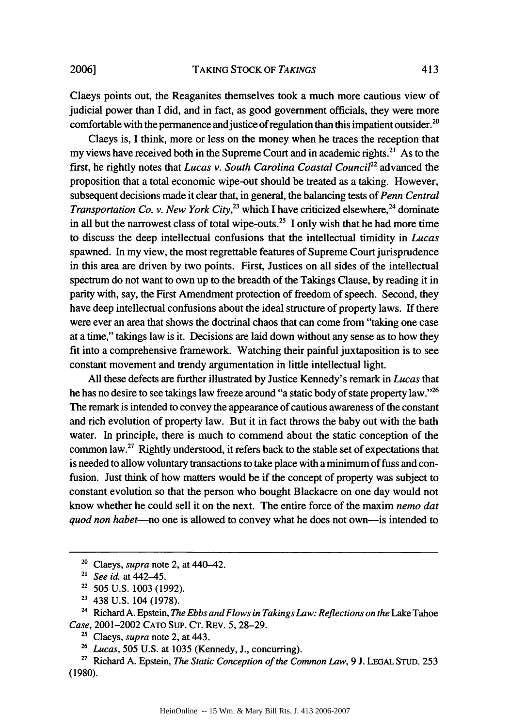Claeys points out, the Reaganites themselves took a much more cautious view of judicial power than I did, and in fact, as good government officials, they were more comfortable with the permanence and justice of regulation than this impatient outsider.[20]

Claeys is, I think, more or less on the money when he traces the reception that my views have received both in the Supreme Court and in academic rights.[21] As to the first, he rightly notes that *Lucas v. South Carolina Coastal Council*[22] advanced the proposition that a total economic wipe-out should be treated as a taking. However, subsequent decisions made it clear that, in general, the balancing tests of *Penn Central Transportation Co. v. New York City*,[23] which I have criticized elsewhere,[24] dominate in all but the narrowest class of total wipe-outs.[25] I only wish that he had more time to discuss the deep intellectual confusions that the intellectual timidity in *Lucas* spawned. In my view, the most regrettable features of Supreme Court jurisprudence in this area are driven by two points. First, Justices on all sides of the intellectual spectrum do not want to own up to the breadth of the Takings Clause, by reading it in parity with, say, the First Amendment protection of freedom of speech. Second, they have deep intellectual confusions about the ideal structure of property laws. If there were ever an area that shows the doctrinal chaos that can come from "taking one case at a time," takings law is it. Decisions are laid down without any sense as to how they fit into a comprehensive framework. Watching their painful juxtaposition is to see constant movement and trendy argumentation in little intellectual light.

All these defects are further illustrated by Justice Kennedy's remark in *Lucas* that he has no desire to see takings law freeze around "a static body of state property law."[26] The remark is intended to convey the appearance of cautious awareness of the constant and rich evolution of property law. But it in fact throws the baby out with the bath water. In principle, there is much to commend about the static conception of the common law.[27] Rightly understood, it refers back to the stable set of expectations that is needed to allow voluntary transactions to take place with a minimum of fuss and confusion. Just think of how matters would be if the concept of property was subject to constant evolution so that the person who bought Blackacre on one day would not know whether he could sell it on the next. The entire force of the maxim *nemo dat quod non habet*—no one is allowed to convey what he does not own—is intended to

---

[20] Claeys, *supra* note 2, at 440–42.

[21] *See id.* at 442–45.

[22] 505 U.S. 1003 (1992).

[23] 438 U.S. 104 (1978).

[24] Richard A. Epstein, *The Ebbs and Flows in Takings Law: Reflections on the* Lake Tahoe *Case*, 2001–2002 CATO SUP. CT. REV. 5, 28–29.

[25] Claeys, *supra* note 2, at 443.

[26] *Lucas*, 505 U.S. at 1035 (Kennedy, J., concurring).

[27] Richard A. Epstein, *The Static Conception of the Common Law*, 9 J. LEGAL STUD. 253 (1980).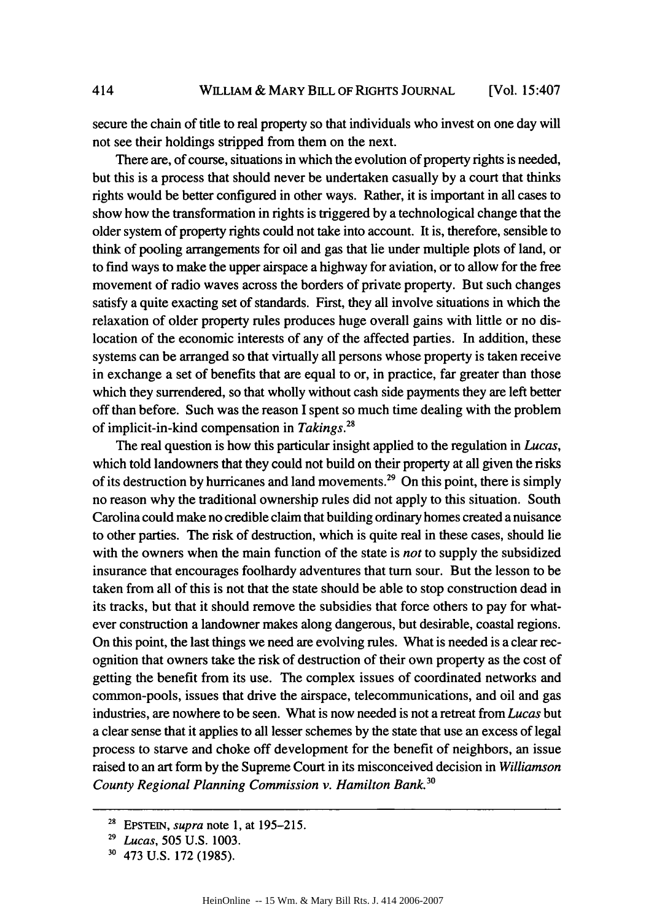secure the chain of title to real property so that individuals who invest on one day will not see their holdings stripped from them on the next.

There are, of course, situations in which the evolution of property rights is needed, but this is a process that should never be undertaken casually by a court that thinks rights would be better configured in other ways. Rather, it is important in all cases to show how the transformation in rights is triggered by a technological change that the older system of property rights could not take into account. It is, therefore, sensible to think of pooling arrangements for oil and gas that lie under multiple plots of land, or to find ways to make the upper airspace a highway for aviation, or to allow for the free movement of radio waves across the borders of private property. But such changes satisfy a quite exacting set of standards. First, they all involve situations in which the relaxation of older property rules produces huge overall gains with little or no dislocation of the economic interests of any of the affected parties. In addition, these systems can be arranged so that virtually all persons whose property is taken receive in exchange a set of benefits that are equal to or, in practice, far greater than those which they surrendered, so that wholly without cash side payments they are left better off than before. Such was the reason I spent so much time dealing with the problem of implicit-in-kind compensation in *Takings*.[28]

The real question is how this particular insight applied to the regulation in *Lucas*, which told landowners that they could not build on their property at all given the risks of its destruction by hurricanes and land movements.[29] On this point, there is simply no reason why the traditional ownership rules did not apply to this situation. South Carolina could make no credible claim that building ordinary homes created a nuisance to other parties. The risk of destruction, which is quite real in these cases, should lie with the owners when the main function of the state is *not* to supply the subsidized insurance that encourages foolhardy adventures that turn sour. But the lesson to be taken from all of this is not that the state should be able to stop construction dead in its tracks, but that it should remove the subsidies that force others to pay for whatever construction a landowner makes along dangerous, but desirable, coastal regions. On this point, the last things we need are evolving rules. What is needed is a clear recognition that owners take the risk of destruction of their own property as the cost of getting the benefit from its use. The complex issues of coordinated networks and common-pools, issues that drive the airspace, telecommunications, and oil and gas industries, are nowhere to be seen. What is now needed is not a retreat from *Lucas* but a clear sense that it applies to all lesser schemes by the state that use an excess of legal process to starve and choke off development for the benefit of neighbors, an issue raised to an art form by the Supreme Court in its misconceived decision in *Williamson County Regional Planning Commission v. Hamilton Bank*.[30]

---

[28] EPSTEIN, *supra* note 1, at 195–215.

[29] *Lucas*, 505 U.S. 1003.

[30] 473 U.S. 172 (1985).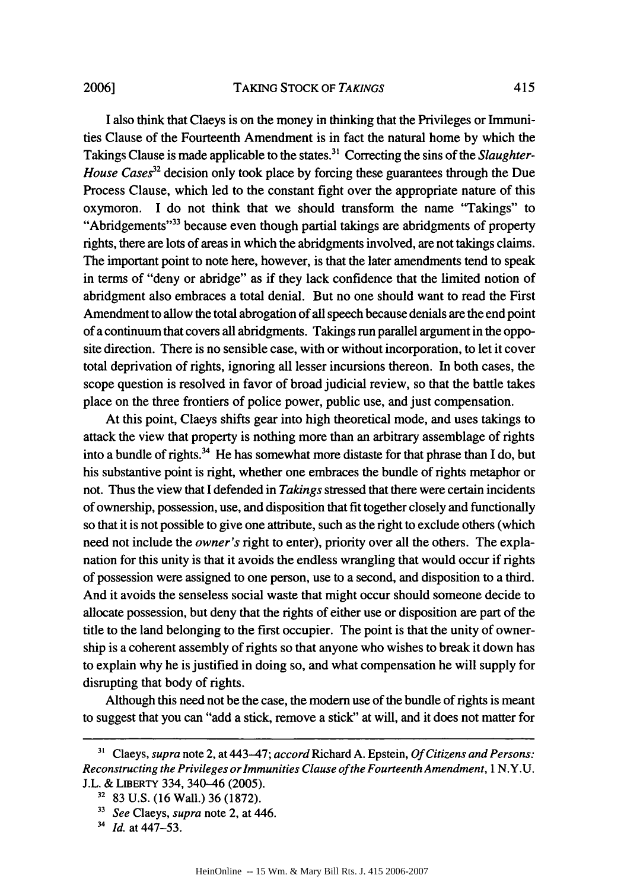I also think that Claeys is on the money in thinking that the Privileges or Immunities Clause of the Fourteenth Amendment is in fact the natural home by which the Takings Clause is made applicable to the states.[31] Correcting the sins of the *Slaughter-House Cases*[32] decision only took place by forcing these guarantees through the Due Process Clause, which led to the constant fight over the appropriate nature of this oxymoron. I do not think that we should transform the name "Takings" to "Abridgements"[33] because even though partial takings are abridgments of property rights, there are lots of areas in which the abridgments involved, are not takings claims. The important point to note here, however, is that the later amendments tend to speak in terms of "deny or abridge" as if they lack confidence that the limited notion of abridgment also embraces a total denial. But no one should want to read the First Amendment to allow the total abrogation of all speech because denials are the end point of a continuum that covers all abridgments. Takings run parallel argument in the opposite direction. There is no sensible case, with or without incorporation, to let it cover total deprivation of rights, ignoring all lesser incursions thereon. In both cases, the scope question is resolved in favor of broad judicial review, so that the battle takes place on the three frontiers of police power, public use, and just compensation.

At this point, Claeys shifts gear into high theoretical mode, and uses takings to attack the view that property is nothing more than an arbitrary assemblage of rights into a bundle of rights.[34] He has somewhat more distaste for that phrase than I do, but his substantive point is right, whether one embraces the bundle of rights metaphor or not. Thus the view that I defended in *Takings* stressed that there were certain incidents of ownership, possession, use, and disposition that fit together closely and functionally so that it is not possible to give one attribute, such as the right to exclude others (which need not include the *owner's* right to enter), priority over all the others. The explanation for this unity is that it avoids the endless wrangling that would occur if rights of possession were assigned to one person, use to a second, and disposition to a third. And it avoids the senseless social waste that might occur should someone decide to allocate possession, but deny that the rights of either use or disposition are part of the title to the land belonging to the first occupier. The point is that the unity of ownership is a coherent assembly of rights so that anyone who wishes to break it down has to explain why he is justified in doing so, and what compensation he will supply for disrupting that body of rights.

Although this need not be the case, the modern use of the bundle of rights is meant to suggest that you can "add a stick, remove a stick" at will, and it does not matter for

---

[31] Claeys, *supra* note 2, at 443–47; *accord* Richard A. Epstein, *Of Citizens and Persons: Reconstructing the Privileges or Immunities Clause of the Fourteenth Amendment*, 1 N.Y.U. J.L. & LIBERTY 334, 340–46 (2005).

[32] 83 U.S. (16 Wall.) 36 (1872).

[33] *See* Claeys, *supra* note 2, at 446.

[34] *Id.* at 447–53.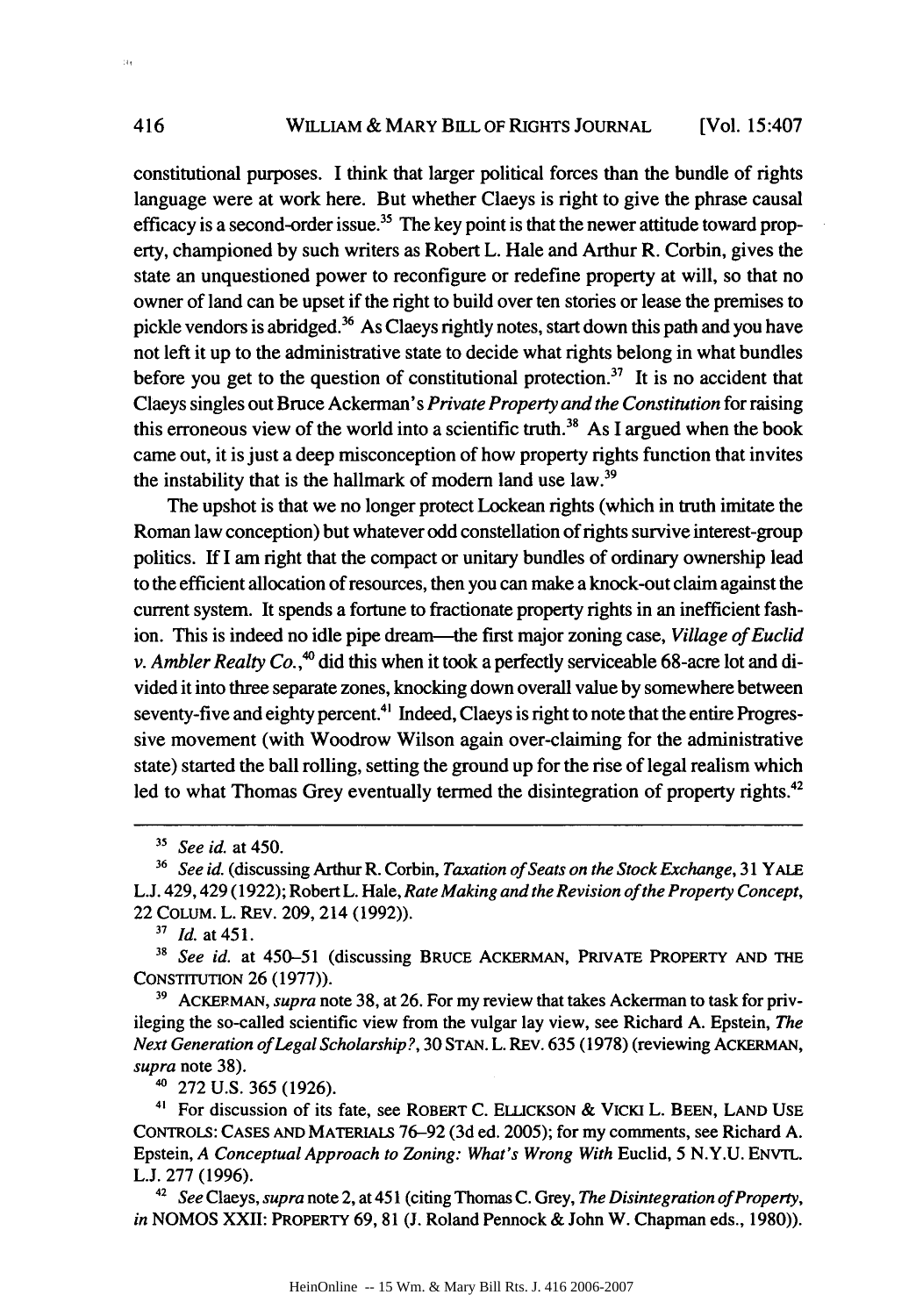constitutional purposes. I think that larger political forces than the bundle of rights language were at work here. But whether Claeys is right to give the phrase causal efficacy is a second-order issue.[35] The key point is that the newer attitude toward property, championed by such writers as Robert L. Hale and Arthur R. Corbin, gives the state an unquestioned power to reconfigure or redefine property at will, so that no owner of land can be upset if the right to build over ten stories or lease the premises to pickle vendors is abridged.[36] As Claeys rightly notes, start down this path and you have not left it up to the administrative state to decide what rights belong in what bundles before you get to the question of constitutional protection.[37] It is no accident that Claeys singles out Bruce Ackerman's *Private Property and the Constitution* for raising this erroneous view of the world into a scientific truth.[38] As I argued when the book came out, it is just a deep misconception of how property rights function that invites the instability that is the hallmark of modern land use law.[39]

The upshot is that we no longer protect Lockean rights (which in truth imitate the Roman law conception) but whatever odd constellation of rights survive interest-group politics. If I am right that the compact or unitary bundles of ordinary ownership lead to the efficient allocation of resources, then you can make a knock-out claim against the current system. It spends a fortune to fractionate property rights in an inefficient fashion. This is indeed no idle pipe dream—the first major zoning case, *Village of Euclid v. Ambler Realty Co.*,[40] did this when it took a perfectly serviceable 68-acre lot and divided it into three separate zones, knocking down overall value by somewhere between seventy-five and eighty percent.[41] Indeed, Claeys is right to note that the entire Progressive movement (with Woodrow Wilson again over-claiming for the administrative state) started the ball rolling, setting the ground up for the rise of legal realism which led to what Thomas Grey eventually termed the disintegration of property rights.[42]

---

[35] *See id.* at 450.

[36] *See id.* (discussing Arthur R. Corbin, *Taxation of Seats on the Stock Exchange*, 31 YALE L.J. 429, 429 (1922); Robert L. Hale, *Rate Making and the Revision of the Property Concept*, 22 COLUM. L. REV. 209, 214 (1992)).

[37] *Id.* at 451.

[38] *See id.* at 450–51 (discussing BRUCE ACKERMAN, PRIVATE PROPERTY AND THE CONSTITUTION 26 (1977)).

[39] ACKERMAN, *supra* note 38, at 26. For my review that takes Ackerman to task for privileging the so-called scientific view from the vulgar lay view, see Richard A. Epstein, *The Next Generation of Legal Scholarship?*, 30 STAN. L. REV. 635 (1978) (reviewing ACKERMAN, *supra* note 38).

[40] 272 U.S. 365 (1926).

[41] For discussion of its fate, see ROBERT C. ELLICKSON & VICKI L. BEEN, LAND USE CONTROLS: CASES AND MATERIALS 76–92 (3d ed. 2005); for my comments, see Richard A. Epstein, *A Conceptual Approach to Zoning: What's Wrong With* Euclid, 5 N.Y.U. ENVTL. L.J. 277 (1996).

[42] *See* Claeys, *supra* note 2, at 451 (citing Thomas C. Grey, *The Disintegration of Property*, *in* NOMOS XXII: PROPERTY 69, 81 (J. Roland Pennock & John W. Chapman eds., 1980)).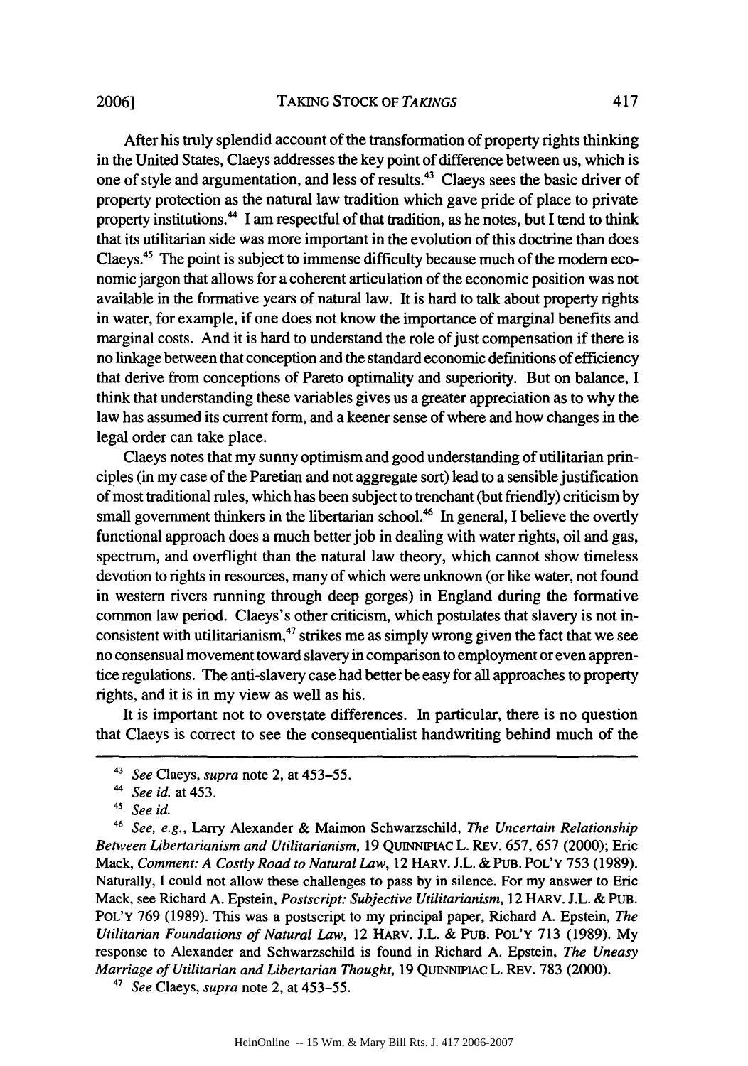After his truly splendid account of the transformation of property rights thinking in the United States, Claeys addresses the key point of difference between us, which is one of style and argumentation, and less of results.[43] Claeys sees the basic driver of property protection as the natural law tradition which gave pride of place to private property institutions.[44] I am respectful of that tradition, as he notes, but I tend to think that its utilitarian side was more important in the evolution of this doctrine than does Claeys.[45] The point is subject to immense difficulty because much of the modern economic jargon that allows for a coherent articulation of the economic position was not available in the formative years of natural law. It is hard to talk about property rights in water, for example, if one does not know the importance of marginal benefits and marginal costs. And it is hard to understand the role of just compensation if there is no linkage between that conception and the standard economic definitions of efficiency that derive from conceptions of Pareto optimality and superiority. But on balance, I think that understanding these variables gives us a greater appreciation as to why the law has assumed its current form, and a keener sense of where and how changes in the legal order can take place.

Claeys notes that my sunny optimism and good understanding of utilitarian principles (in my case of the Paretian and not aggregate sort) lead to a sensible justification of most traditional rules, which has been subject to trenchant (but friendly) criticism by small government thinkers in the libertarian school.[46] In general, I believe the overtly functional approach does a much better job in dealing with water rights, oil and gas, spectrum, and overflight than the natural law theory, which cannot show timeless devotion to rights in resources, many of which were unknown (or like water, not found in western rivers running through deep gorges) in England during the formative common law period. Claeys's other criticism, which postulates that slavery is not inconsistent with utilitarianism,[47] strikes me as simply wrong given the fact that we see no consensual movement toward slavery in comparison to employment or even apprentice regulations. The anti-slavery case had better be easy for all approaches to property rights, and it is in my view as well as his.

It is important not to overstate differences. In particular, there is no question that Claeys is correct to see the consequentialist handwriting behind much of the

---

[43] *See* Claeys, *supra* note 2, at 453–55.

[44] *See id.* at 453.

[45] *See id.*

[46] *See, e.g.*, Larry Alexander & Maimon Schwarzschild, *The Uncertain Relationship Between Libertarianism and Utilitarianism*, 19 QUINNIPIAC L. REV. 657, 657 (2000); Eric Mack, *Comment: A Costly Road to Natural Law*, 12 HARV. J.L. & PUB. POL'Y 753 (1989). Naturally, I could not allow these challenges to pass by in silence. For my answer to Eric Mack, see Richard A. Epstein, *Postscript: Subjective Utilitarianism*, 12 HARV. J.L. & PUB. POL'Y 769 (1989). This was a postscript to my principal paper, Richard A. Epstein, *The Utilitarian Foundations of Natural Law*, 12 HARV. J.L. & PUB. POL'Y 713 (1989). My response to Alexander and Schwarzschild is found in Richard A. Epstein, *The Uneasy Marriage of Utilitarian and Libertarian Thought*, 19 QUINNIPIAC L. REV. 783 (2000).

[47] *See* Claeys, *supra* note 2, at 453–55.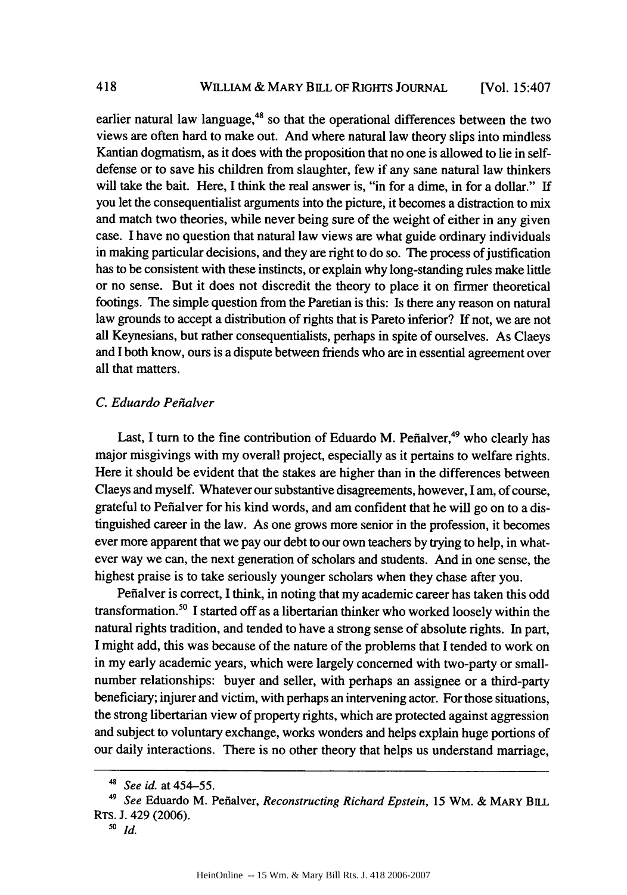earlier natural law language,[48] so that the operational differences between the two views are often hard to make out. And where natural law theory slips into mindless Kantian dogmatism, as it does with the proposition that no one is allowed to lie in self-defense or to save his children from slaughter, few if any sane natural law thinkers will take the bait. Here, I think the real answer is, "in for a dime, in for a dollar." If you let the consequentialist arguments into the picture, it becomes a distraction to mix and match two theories, while never being sure of the weight of either in any given case. I have no question that natural law views are what guide ordinary individuals in making particular decisions, and they are right to do so. The process of justification has to be consistent with these instincts, or explain why long-standing rules make little or no sense. But it does not discredit the theory to place it on firmer theoretical footings. The simple question from the Paretian is this: Is there any reason on natural law grounds to accept a distribution of rights that is Pareto inferior? If not, we are not all Keynesians, but rather consequentialists, perhaps in spite of ourselves. As Claeys and I both know, ours is a dispute between friends who are in essential agreement over all that matters.

### *C. Eduardo Peñalver*

Last, I turn to the fine contribution of Eduardo M. Peñalver,[49] who clearly has major misgivings with my overall project, especially as it pertains to welfare rights. Here it should be evident that the stakes are higher than in the differences between Claeys and myself. Whatever our substantive disagreements, however, I am, of course, grateful to Peñalver for his kind words, and am confident that he will go on to a distinguished career in the law. As one grows more senior in the profession, it becomes ever more apparent that we pay our debt to our own teachers by trying to help, in whatever way we can, the next generation of scholars and students. And in one sense, the highest praise is to take seriously younger scholars when they chase after you.

Peñalver is correct, I think, in noting that my academic career has taken this odd transformation.[50] I started off as a libertarian thinker who worked loosely within the natural rights tradition, and tended to have a strong sense of absolute rights. In part, I might add, this was because of the nature of the problems that I tended to work on in my early academic years, which were largely concerned with two-party or small-number relationships: buyer and seller, with perhaps an assignee or a third-party beneficiary; injurer and victim, with perhaps an intervening actor. For those situations, the strong libertarian view of property rights, which are protected against aggression and subject to voluntary exchange, works wonders and helps explain huge portions of our daily interactions. There is no other theory that helps us understand marriage,

---

[48] *See id.* at 454–55.

[49] *See* Eduardo M. Peñalver, *Reconstructing Richard Epstein*, 15 WM. & MARY BILL RTS. J. 429 (2006).

[50] *Id.*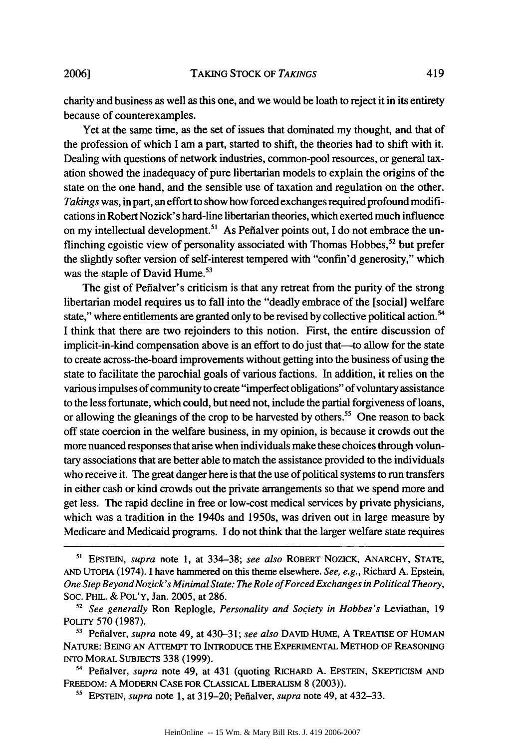charity and business as well as this one, and we would be loath to reject it in its entirety because of counterexamples.

Yet at the same time, as the set of issues that dominated my thought, and that of the profession of which I am a part, started to shift, the theories had to shift with it. Dealing with questions of network industries, common-pool resources, or general taxation showed the inadequacy of pure libertarian models to explain the origins of the state on the one hand, and the sensible use of taxation and regulation on the other. *Takings* was, in part, an effort to show how forced exchanges required profound modifications in Robert Nozick's hard-line libertarian theories, which exerted much influence on my intellectual development.[51] As Peñalver points out, I do not embrace the unflinching egoistic view of personality associated with Thomas Hobbes,[52] but prefer the slightly softer version of self-interest tempered with "confin'd generosity," which was the staple of David Hume.[53]

The gist of Peñalver's criticism is that any retreat from the purity of the strong libertarian model requires us to fall into the "deadly embrace of the [social] welfare state," where entitlements are granted only to be revised by collective political action.[54] I think that there are two rejoinders to this notion. First, the entire discussion of implicit-in-kind compensation above is an effort to do just that—to allow for the state to create across-the-board improvements without getting into the business of using the state to facilitate the parochial goals of various factions. In addition, it relies on the various impulses of community to create "imperfect obligations" of voluntary assistance to the less fortunate, which could, but need not, include the partial forgiveness of loans, or allowing the gleanings of the crop to be harvested by others.[55] One reason to back off state coercion in the welfare business, in my opinion, is because it crowds out the more nuanced responses that arise when individuals make these choices through voluntary associations that are better able to match the assistance provided to the individuals who receive it. The great danger here is that the use of political systems to run transfers in either cash or kind crowds out the private arrangements so that we spend more and get less. The rapid decline in free or low-cost medical services by private physicians, which was a tradition in the 1940s and 1950s, was driven out in large measure by Medicare and Medicaid programs. I do not think that the larger welfare state requires

---

[51] EPSTEIN, *supra* note 1, at 334–38; *see also* ROBERT NOZICK, ANARCHY, STATE, AND UTOPIA (1974). I have hammered on this theme elsewhere. *See, e.g.*, Richard A. Epstein, *One Step Beyond Nozick's Minimal State: The Role of Forced Exchanges in Political Theory*, SOC. PHIL. & POL'Y, Jan. 2005, at 286.

[52] *See generally* Ron Replogle, *Personality and Society in Hobbes's* Leviathan, 19 POLITY 570 (1987).

[53] Peñalver, *supra* note 49, at 430–31; *see also* DAVID HUME, A TREATISE OF HUMAN NATURE: BEING AN ATTEMPT TO INTRODUCE THE EXPERIMENTAL METHOD OF REASONING INTO MORAL SUBJECTS 338 (1999).

[54] Peñalver, *supra* note 49, at 431 (quoting RICHARD A. EPSTEIN, SKEPTICISM AND FREEDOM: A MODERN CASE FOR CLASSICAL LIBERALISM 8 (2003)).

[55] EPSTEIN, *supra* note 1, at 319–20; Peñalver, *supra* note 49, at 432–33.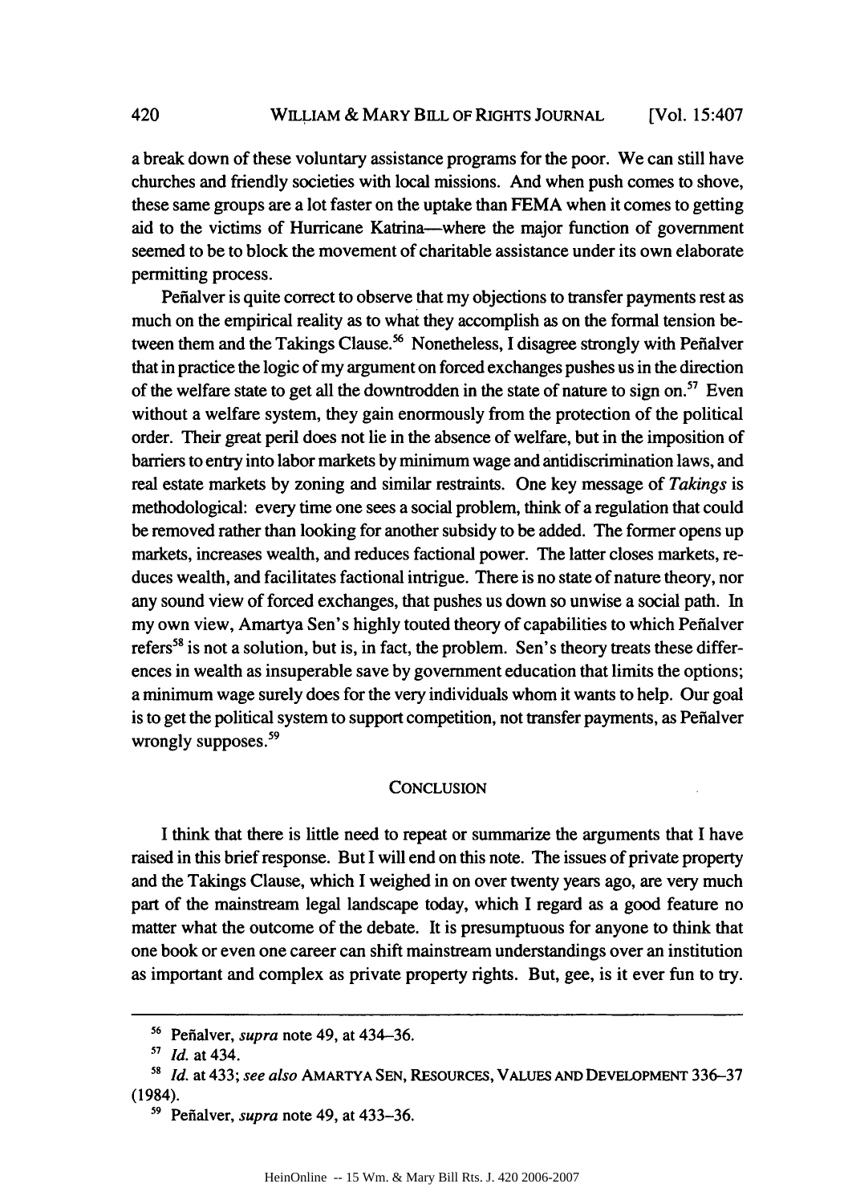a break down of these voluntary assistance programs for the poor. We can still have churches and friendly societies with local missions. And when push comes to shove, these same groups are a lot faster on the uptake than FEMA when it comes to getting aid to the victims of Hurricane Katrina—where the major function of government seemed to be to block the movement of charitable assistance under its own elaborate permitting process.

Peñalver is quite correct to observe that my objections to transfer payments rest as much on the empirical reality as to what they accomplish as on the formal tension between them and the Takings Clause.[56] Nonetheless, I disagree strongly with Peñalver that in practice the logic of my argument on forced exchanges pushes us in the direction of the welfare state to get all the downtrodden in the state of nature to sign on.[57] Even without a welfare system, they gain enormously from the protection of the political order. Their great peril does not lie in the absence of welfare, but in the imposition of barriers to entry into labor markets by minimum wage and antidiscrimination laws, and real estate markets by zoning and similar restraints. One key message of *Takings* is methodological: every time one sees a social problem, think of a regulation that could be removed rather than looking for another subsidy to be added. The former opens up markets, increases wealth, and reduces factional power. The latter closes markets, reduces wealth, and facilitates factional intrigue. There is no state of nature theory, nor any sound view of forced exchanges, that pushes us down so unwise a social path. In my own view, Amartya Sen's highly touted theory of capabilities to which Peñalver refers[58] is not a solution, but is, in fact, the problem. Sen's theory treats these differences in wealth as insuperable save by government education that limits the options; a minimum wage surely does for the very individuals whom it wants to help. Our goal is to get the political system to support competition, not transfer payments, as Peñalver wrongly supposes.[59]

## CONCLUSION

I think that there is little need to repeat or summarize the arguments that I have raised in this brief response. But I will end on this note. The issues of private property and the Takings Clause, which I weighed in on over twenty years ago, are very much part of the mainstream legal landscape today, which I regard as a good feature no matter what the outcome of the debate. It is presumptuous for anyone to think that one book or even one career can shift mainstream understandings over an institution as important and complex as private property rights. But, gee, is it ever fun to try.

---

[56] Peñalver, *supra* note 49, at 434–36.

[57] *Id.* at 434.

[58] *Id.* at 433; *see also* AMARTYA SEN, RESOURCES, VALUES AND DEVELOPMENT 336–37 (1984).

[59] Peñalver, *supra* note 49, at 433–36.